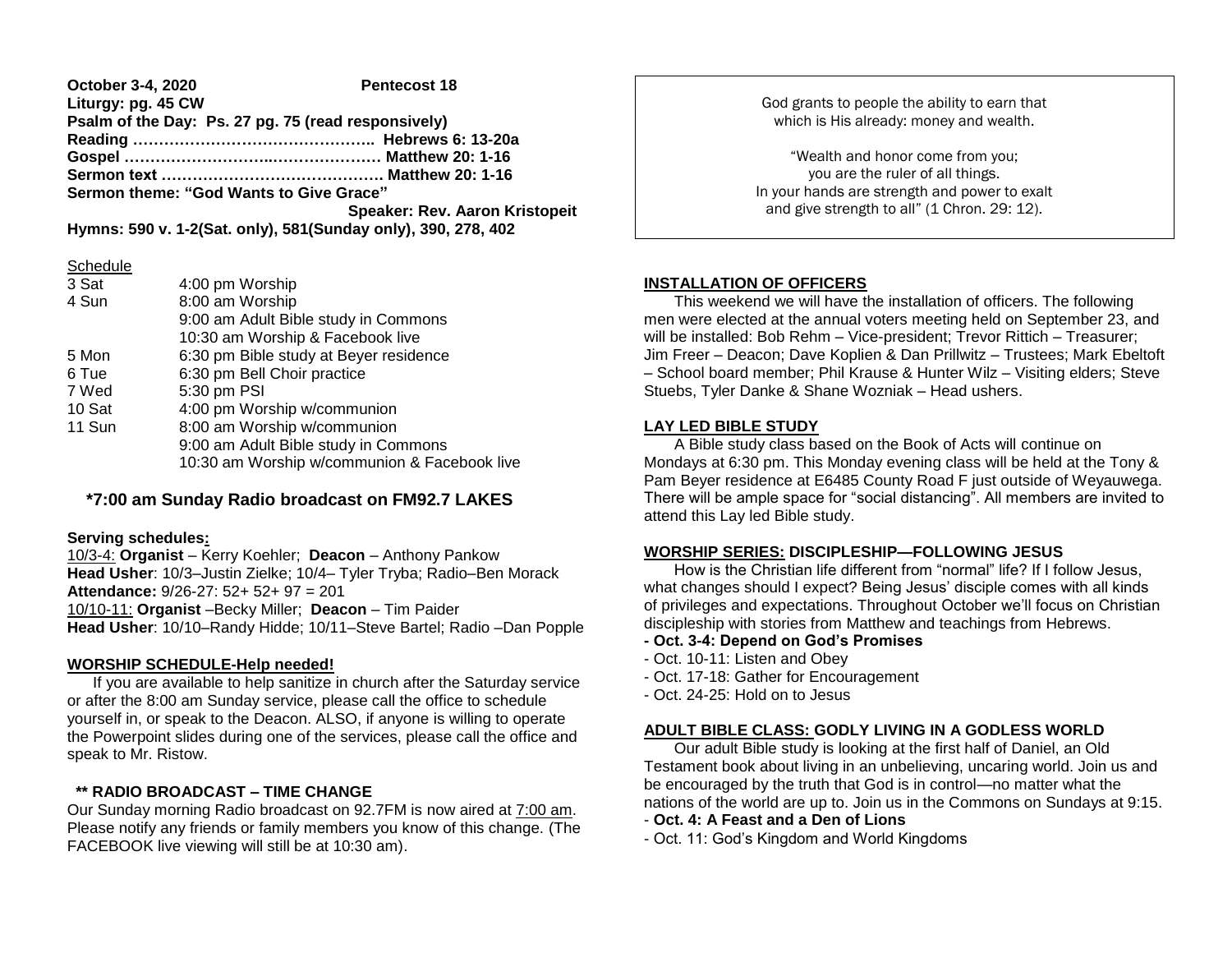**October 3-4, 2020 Pentecost 18**
**Liturgy: pg. 45 CW**
**Psalm of the Day: Ps. 27 pg. 75 (read responsively)**
**Reading ……………………………………….. Hebrews 6: 13-20a**
**Gospel ………………………..………………. Matthew 20: 1-16**
**Sermon text ……………………………………. Matthew 20: 1-16**
**Sermon theme: "God Wants to Give Grace"**
**Speaker: Rev. Aaron Kristopeit**
**Hymns: 590 v. 1-2(Sat. only), 581(Sunday only), 390, 278, 402**

Schedule

| | |
|---|---|
| 3 Sat | 4:00 pm Worship |
| 4 Sun | 8:00 am Worship |
| | 9:00 am Adult Bible study in Commons |
| | 10:30 am Worship & Facebook live |
| 5 Mon | 6:30 pm Bible study at Beyer residence |
| 6 Tue | 6:30 pm Bell Choir practice |
| 7 Wed | 5:30 pm PSI |
| 10 Sat | 4:00 pm Worship w/communion |
| 11 Sun | 8:00 am Worship w/communion |
| | 9:00 am Adult Bible study in Commons |
| | 10:30 am Worship w/communion & Facebook live |

**\*7:00 am Sunday Radio broadcast on FM92.7 LAKES**

**Serving schedules:**
10/3-4: **Organist** – Kerry Koehler; **Deacon** – Anthony Pankow
**Head Usher**: 10/3–Justin Zielke; 10/4– Tyler Tryba; Radio–Ben Morack
**Attendance:** 9/26-27: 52+ 52+ 97 = 201
10/10-11: **Organist** –Becky Miller; **Deacon** – Tim Paider
**Head Usher**: 10/10–Randy Hidde; 10/11–Steve Bartel; Radio –Dan Popple

**WORSHIP SCHEDULE-Help needed!**

If you are available to help sanitize in church after the Saturday service or after the 8:00 am Sunday service, please call the office to schedule yourself in, or speak to the Deacon. ALSO, if anyone is willing to operate the Powerpoint slides during one of the services, please call the office and speak to Mr. Ristow.

**\*\* RADIO BROADCAST – TIME CHANGE**

Our Sunday morning Radio broadcast on 92.7FM is now aired at 7:00 am. Please notify any friends or family members you know of this change. (The FACEBOOK live viewing will still be at 10:30 am).

God grants to people the ability to earn that which is His already: money and wealth.

"Wealth and honor come from you;
you are the ruler of all things.
In your hands are strength and power to exalt
and give strength to all" (1 Chron. 29: 12).

**INSTALLATION OF OFFICERS**

This weekend we will have the installation of officers. The following men were elected at the annual voters meeting held on September 23, and will be installed: Bob Rehm – Vice-president; Trevor Rittich – Treasurer; Jim Freer – Deacon; Dave Koplien & Dan Prillwitz – Trustees; Mark Ebeltoft – School board member; Phil Krause & Hunter Wilz – Visiting elders; Steve Stuebs, Tyler Danke & Shane Wozniak – Head ushers.

**LAY LED BIBLE STUDY**

A Bible study class based on the Book of Acts will continue on Mondays at 6:30 pm. This Monday evening class will be held at the Tony & Pam Beyer residence at E6485 County Road F just outside of Weyauwega. There will be ample space for "social distancing". All members are invited to attend this Lay led Bible study.

**WORSHIP SERIES: DISCIPLESHIP—FOLLOWING JESUS**

How is the Christian life different from "normal" life? If I follow Jesus, what changes should I expect? Being Jesus' disciple comes with all kinds of privileges and expectations. Throughout October we'll focus on Christian discipleship with stories from Matthew and teachings from Hebrews.

- **Oct. 3-4: Depend on God's Promises**
- Oct. 10-11: Listen and Obey
- Oct. 17-18: Gather for Encouragement
- Oct. 24-25: Hold on to Jesus

**ADULT BIBLE CLASS: GODLY LIVING IN A GODLESS WORLD**

Our adult Bible study is looking at the first half of Daniel, an Old Testament book about living in an unbelieving, uncaring world. Join us and be encouraged by the truth that God is in control—no matter what the nations of the world are up to. Join us in the Commons on Sundays at 9:15.

- **Oct. 4: A Feast and a Den of Lions**
- Oct. 11: God's Kingdom and World Kingdoms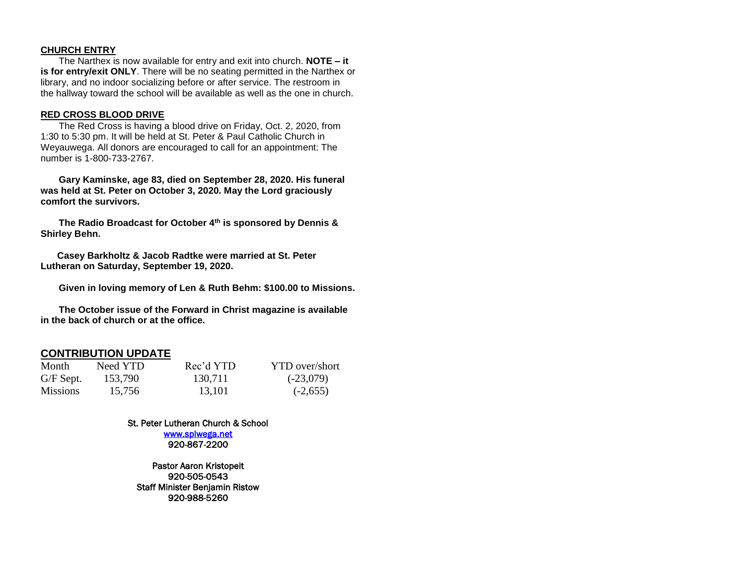## CHURCH ENTRY

The Narthex is now available for entry and exit into church. **NOTE – it is for entry/exit ONLY**. There will be no seating permitted in the Narthex or library, and no indoor socializing before or after service. The restroom in the hallway toward the school will be available as well as the one in church.

## RED CROSS BLOOD DRIVE

The Red Cross is having a blood drive on Friday, Oct. 2, 2020, from 1:30 to 5:30 pm. It will be held at St. Peter & Paul Catholic Church in Weyauwega. All donors are encouraged to call for an appointment: The number is 1-800-733-2767.

**Gary Kaminske, age 83, died on September 28, 2020. His funeral was held at St. Peter on October 3, 2020. May the Lord graciously comfort the survivors.**

**The Radio Broadcast for October 4th is sponsored by Dennis & Shirley Behn.**

**Casey Barkholtz & Jacob Radtke were married at St. Peter Lutheran on Saturday, September 19, 2020.**

**Given in loving memory of Len & Ruth Behm: $100.00 to Missions.**

**The October issue of the Forward in Christ magazine is available in the back of church or at the office.**

## CONTRIBUTION UPDATE

| Month | Need YTD | Rec'd YTD | YTD over/short |
|---|---|---|---|
| G/F Sept. | 153,790 | 130,711 | (-23,079) |
| Missions | 15,756 | 13,101 | (-2,655) |

St. Peter Lutheran Church & School
www.splwega.net
920-867-2200

Pastor Aaron Kristopeit
920-505-0543
Staff Minister Benjamin Ristow
920-988-5260